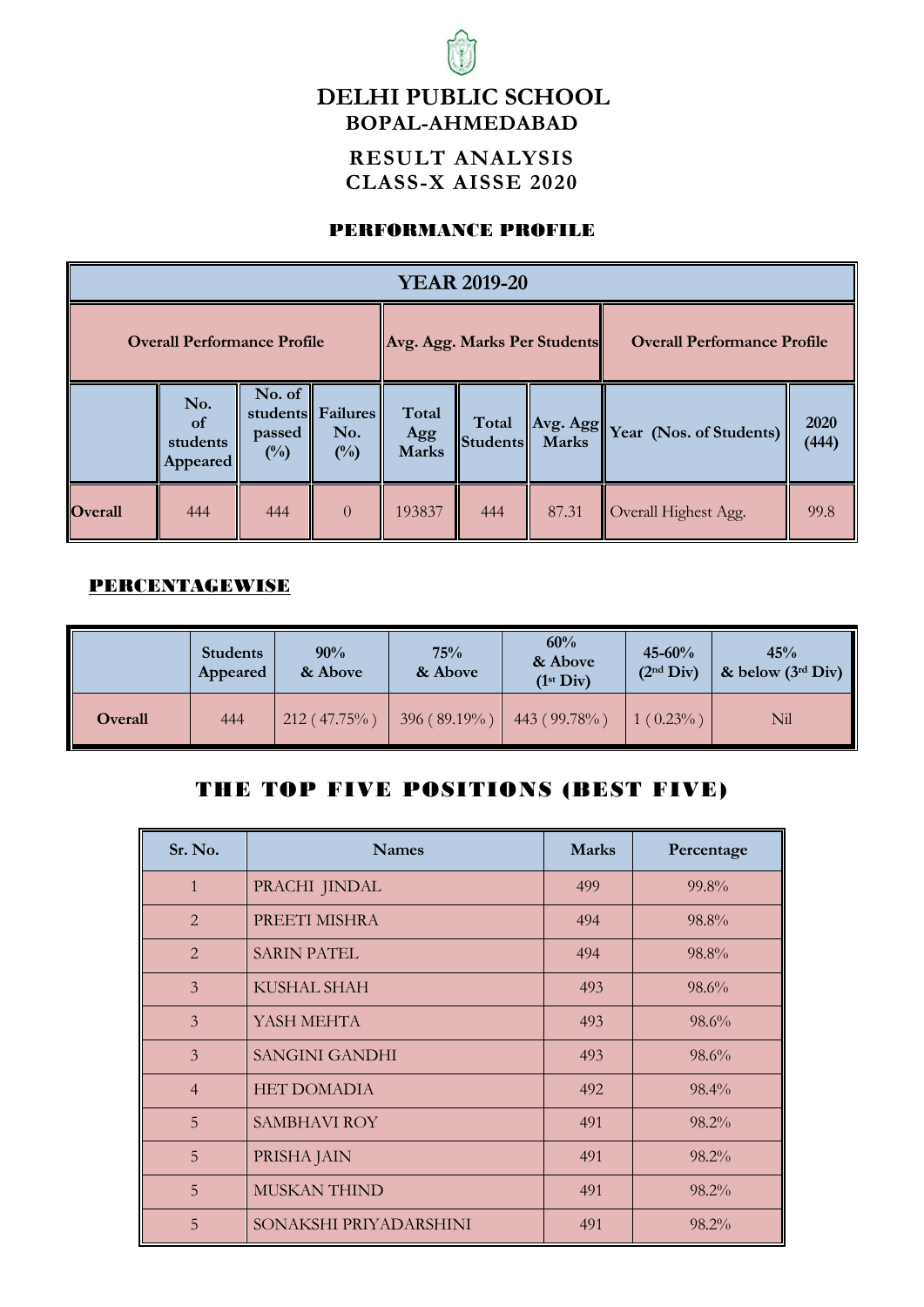# DELHI PUBLIC SCHOOL

## BOPAL-AHMEDABAD

## RESULT ANALYSIS
## CLASS-X AISSE 2020

### PERFORMANCE PROFILE

| YEAR 2019-20 | | | | | | | | |
|---|---|---|---|---|---|---|---|---|
| Overall Performance Profile | | | | Avg. Agg. Marks Per Students | | | Overall Performance Profile | |
| | No. of students Appeared | No. of students passed (%) | Failures No. (%) | Total Agg Marks | Total Students | Avg. Agg Marks | Year (Nos. of Students) | 2020 (444) |
| Overall | 444 | 444 | 0 | 193837 | 444 | 87.31 | Overall Highest Agg. | 99.8 |

### PERCENTAGEWISE

| | Students Appeared | 90% & Above | 75% & Above | 60% & Above (1st Div) | 45-60% (2nd Div) | 45% & below (3rd Div) |
|---|---|---|---|---|---|---|
| Overall | 444 | 212 ( 47.75% ) | 396 ( 89.19% ) | 443 ( 99.78% ) | 1 ( 0.23% ) | Nil |

## THE TOP FIVE POSITIONS (BEST FIVE)

| Sr. No. | Names | Marks | Percentage |
|---|---|---|---|
| 1 | PRACHI JINDAL | 499 | 99.8% |
| 2 | PREETI MISHRA | 494 | 98.8% |
| 2 | SARIN PATEL | 494 | 98.8% |
| 3 | KUSHAL SHAH | 493 | 98.6% |
| 3 | YASH MEHTA | 493 | 98.6% |
| 3 | SANGINI GANDHI | 493 | 98.6% |
| 4 | HET DOMADIA | 492 | 98.4% |
| 5 | SAMBHAVI ROY | 491 | 98.2% |
| 5 | PRISHA JAIN | 491 | 98.2% |
| 5 | MUSKAN THIND | 491 | 98.2% |
| 5 | SONAKSHI PRIYADARSHINI | 491 | 98.2% |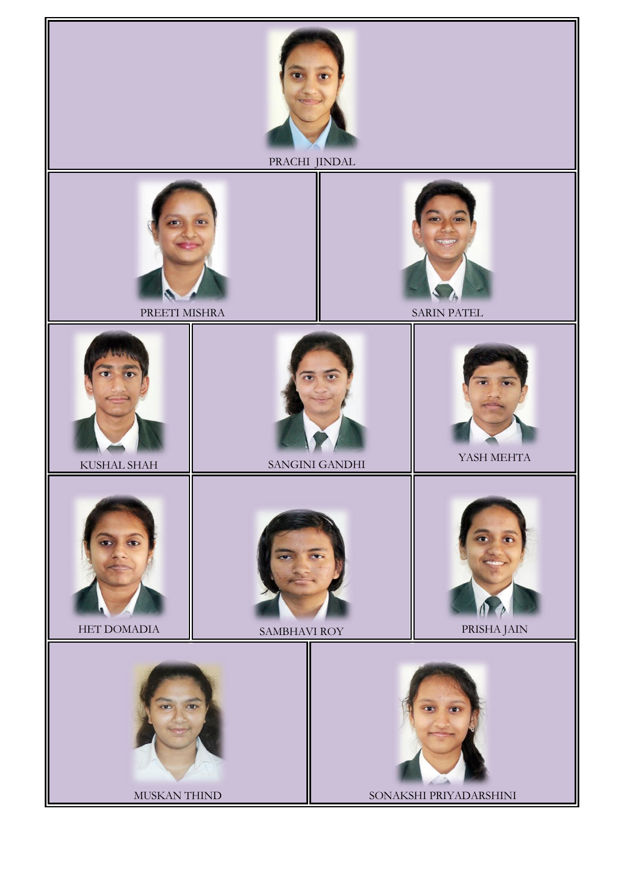PRACHI JINDAL

PREETI MISHRA

SARIN PATEL

KUSHAL SHAH

SANGINI GANDHI

YASH MEHTA

HET DOMADIA

SAMBHAVI ROY

PRISHA JAIN

MUSKAN THIND

SONAKSHI PRIYADARSHINI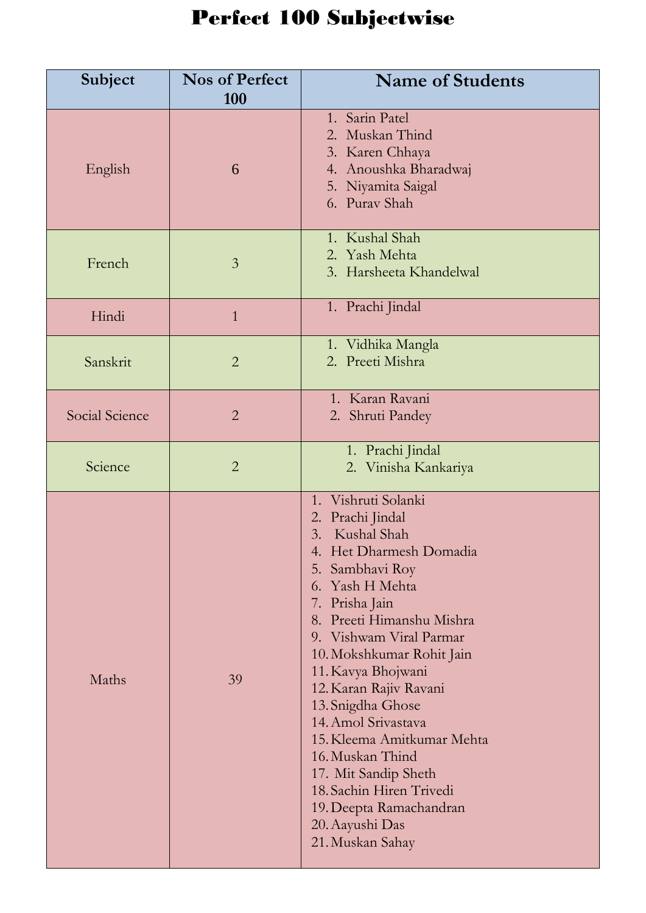# Perfect 100 Subjectwise

| Subject | Nos of Perfect 100 | Name of Students |
|---|---|---|
| English | 6 | 1. Sarin Patel<br>2. Muskan Thind<br>3. Karen Chhaya<br>4. Anoushka Bharadwaj<br>5. Niyamita Saigal<br>6. Purav Shah |
| French | 3 | 1. Kushal Shah<br>2. Yash Mehta<br>3. Harsheeta Khandelwal |
| Hindi | 1 | 1. Prachi Jindal |
| Sanskrit | 2 | 1. Vidhika Mangla<br>2. Preeti Mishra |
| Social Science | 2 | 1. Karan Ravani<br>2. Shruti Pandey |
| Science | 2 | 1. Prachi Jindal<br>2. Vinisha Kankariya |
| Maths | 39 | 1. Vishruti Solanki<br>2. Prachi Jindal<br>3. Kushal Shah<br>4. Het Dharmesh Domadia<br>5. Sambhavi Roy<br>6. Yash H Mehta<br>7. Prisha Jain<br>8. Preeti Himanshu Mishra<br>9. Vishwam Viral Parmar<br>10. Mokshkumar Rohit Jain<br>11. Kavya Bhojwani<br>12. Karan Rajiv Ravani<br>13. Snigdha Ghose<br>14. Amol Srivastava<br>15. Kleema Amitkumar Mehta<br>16. Muskan Thind<br>17. Mit Sandip Sheth<br>18. Sachin Hiren Trivedi<br>19. Deepta Ramachandran<br>20. Aayushi Das<br>21. Muskan Sahay |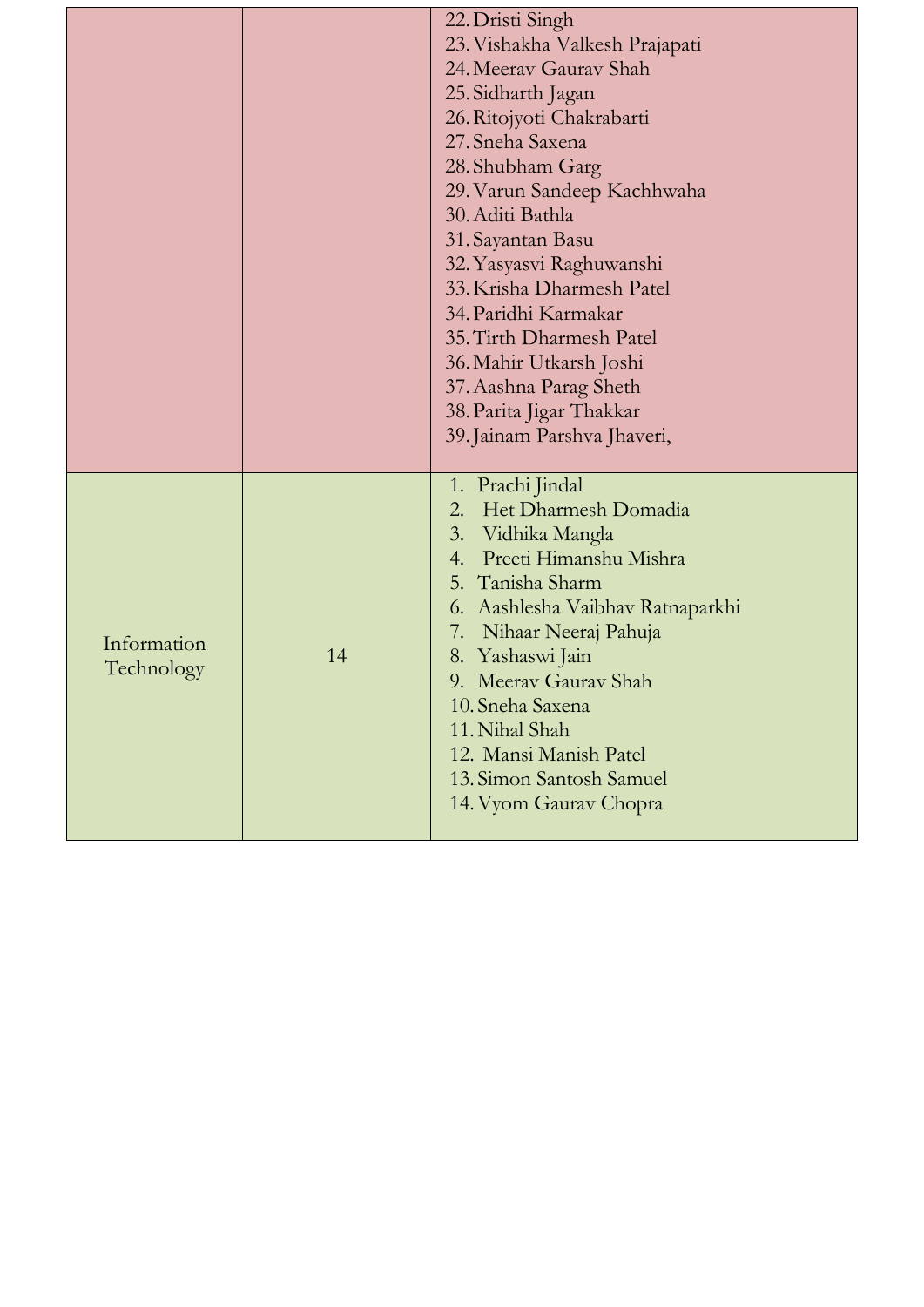| | | |
|---|---|---|
| | | 22. Dristi Singh<br>23. Vishakha Valkesh Prajapati<br>24. Meerav Gaurav Shah<br>25. Sidharth Jagan<br>26. Ritojyoti Chakrabarti<br>27. Sneha Saxena<br>28. Shubham Garg<br>29. Varun Sandeep Kachhwaha<br>30. Aditi Bathla<br>31. Sayantan Basu<br>32. Yasyasvi Raghuwanshi<br>33. Krisha Dharmesh Patel<br>34. Paridhi Karmakar<br>35. Tirth Dharmesh Patel<br>36. Mahir Utkarsh Joshi<br>37. Aashna Parag Sheth<br>38. Parita Jigar Thakkar<br>39. Jainam Parshva Jhaveri, |
| Information Technology | 14 | 1. Prachi Jindal<br>2. Het Dharmesh Domadia<br>3. Vidhika Mangla<br>4. Preeti Himanshu Mishra<br>5. Tanisha Sharm<br>6. Aashlesha Vaibhav Ratnaparkhi<br>7. Nihaar Neeraj Pahuja<br>8. Yashaswi Jain<br>9. Meerav Gaurav Shah<br>10. Sneha Saxena<br>11. Nihal Shah<br>12. Mansi Manish Patel<br>13. Simon Santosh Samuel<br>14. Vyom Gaurav Chopra |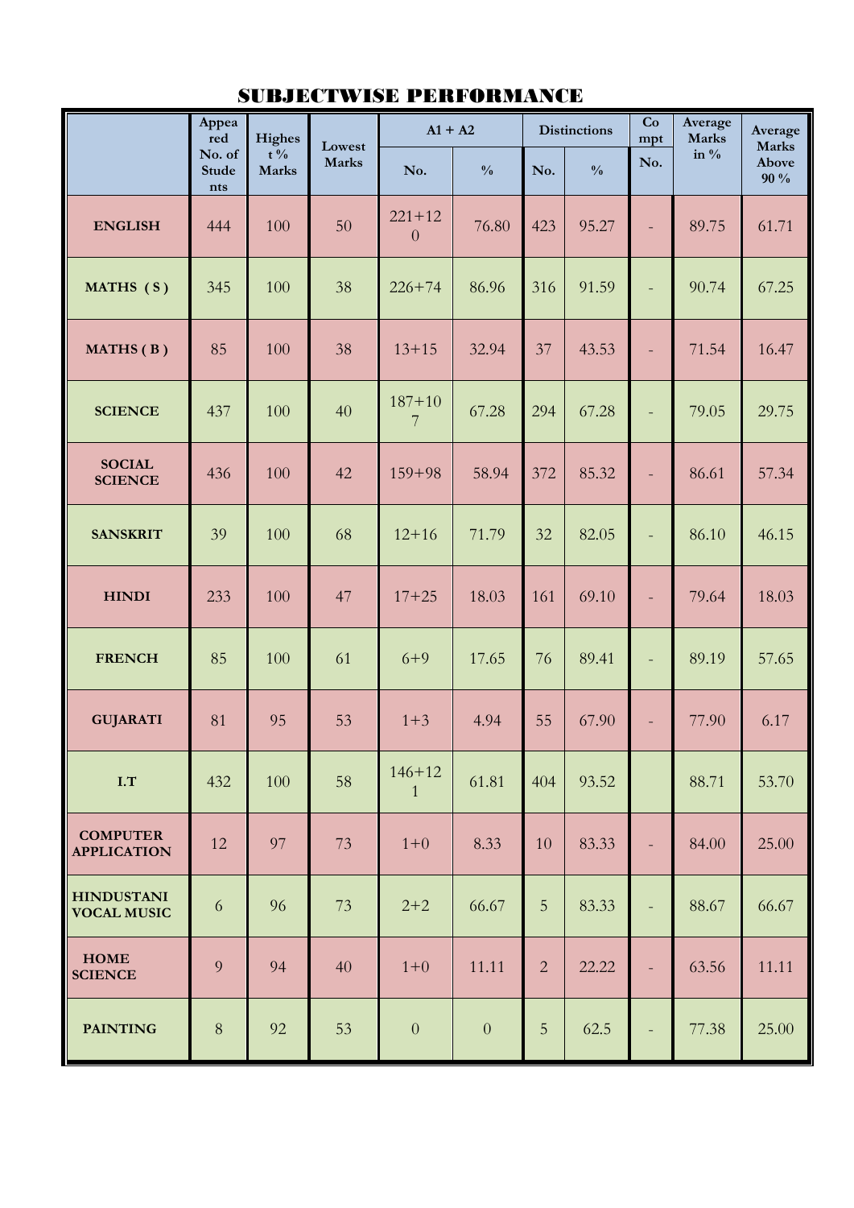# SUBJECTWISE PERFORMANCE

| | Appeared No. of Students | Highest % Marks | Lowest Marks | A1 + A2 | | Distinctions | | Compt | Average Marks in % | Average Marks Above 90 % |
|---|---|---|---|---|---|---|---|---|---|---|
| | | | | No. | % | No. | % | No. | | |
| ENGLISH | 444 | 100 | 50 | 221+120 | 76.80 | 423 | 95.27 | - | 89.75 | 61.71 |
| MATHS ( S ) | 345 | 100 | 38 | 226+74 | 86.96 | 316 | 91.59 | - | 90.74 | 67.25 |
| MATHS ( B ) | 85 | 100 | 38 | 13+15 | 32.94 | 37 | 43.53 | - | 71.54 | 16.47 |
| SCIENCE | 437 | 100 | 40 | 187+107 | 67.28 | 294 | 67.28 | - | 79.05 | 29.75 |
| SOCIAL SCIENCE | 436 | 100 | 42 | 159+98 | 58.94 | 372 | 85.32 | - | 86.61 | 57.34 |
| SANSKRIT | 39 | 100 | 68 | 12+16 | 71.79 | 32 | 82.05 | - | 86.10 | 46.15 |
| HINDI | 233 | 100 | 47 | 17+25 | 18.03 | 161 | 69.10 | - | 79.64 | 18.03 |
| FRENCH | 85 | 100 | 61 | 6+9 | 17.65 | 76 | 89.41 | - | 89.19 | 57.65 |
| GUJARATI | 81 | 95 | 53 | 1+3 | 4.94 | 55 | 67.90 | - | 77.90 | 6.17 |
| I.T | 432 | 100 | 58 | 146+121 | 61.81 | 404 | 93.52 | | 88.71 | 53.70 |
| COMPUTER APPLICATION | 12 | 97 | 73 | 1+0 | 8.33 | 10 | 83.33 | - | 84.00 | 25.00 |
| HINDUSTANI VOCAL MUSIC | 6 | 96 | 73 | 2+2 | 66.67 | 5 | 83.33 | - | 88.67 | 66.67 |
| HOME SCIENCE | 9 | 94 | 40 | 1+0 | 11.11 | 2 | 22.22 | - | 63.56 | 11.11 |
| PAINTING | 8 | 92 | 53 | 0 | 0 | 5 | 62.5 | - | 77.38 | 25.00 |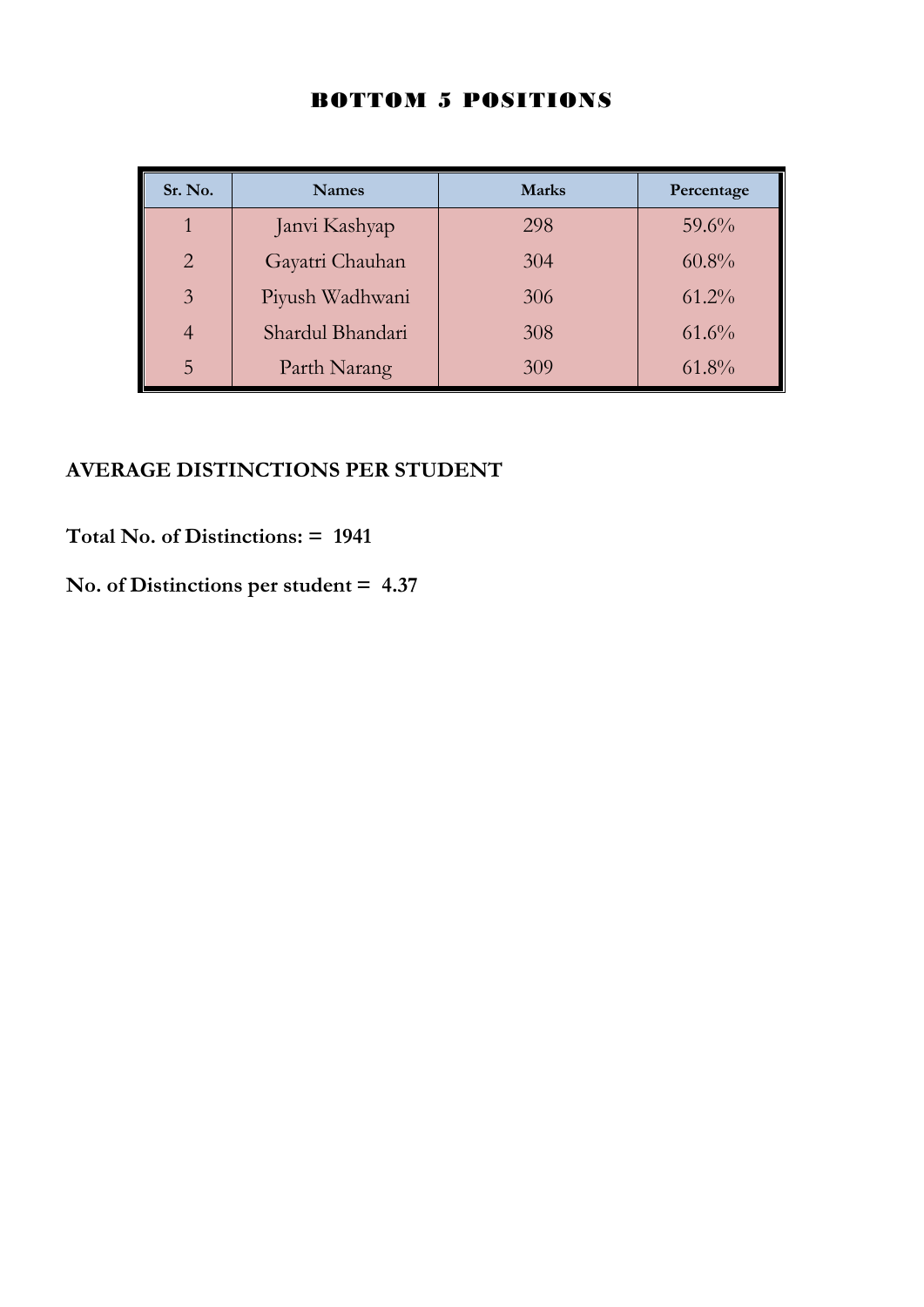## BOTTOM 5 POSITIONS

| Sr. No. | Names | Marks | Percentage |
|---|---|---|---|
| 1 | Janvi Kashyap | 298 | 59.6% |
| 2 | Gayatri Chauhan | 304 | 60.8% |
| 3 | Piyush Wadhwani | 306 | 61.2% |
| 4 | Shardul Bhandari | 308 | 61.6% |
| 5 | Parth Narang | 309 | 61.8% |

**AVERAGE DISTINCTIONS PER STUDENT**

**Total No. of Distinctions: = 1941**

**No. of Distinctions per student = 4.37**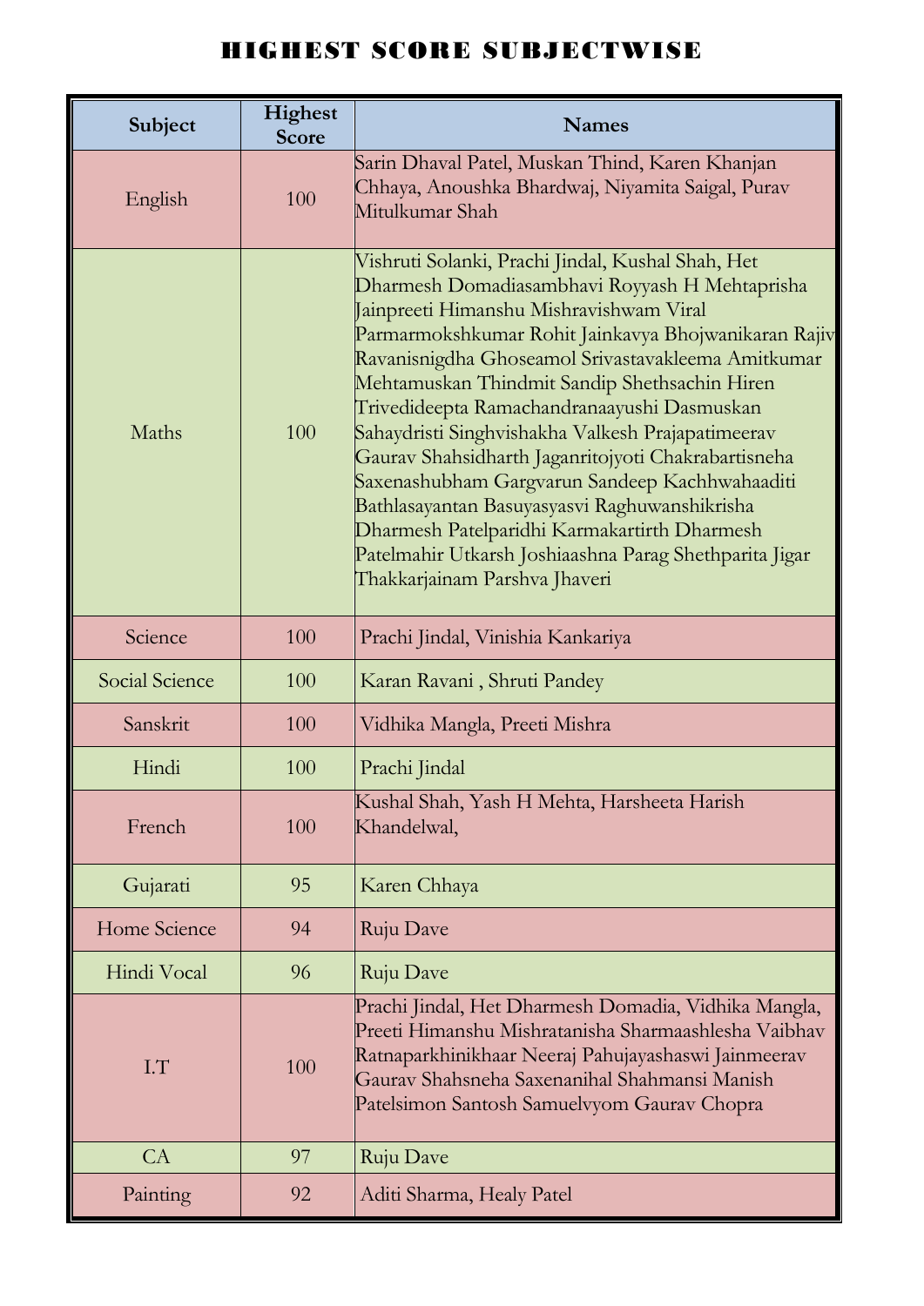# HIGHEST SCORE SUBJECTWISE

| Subject | Highest Score | Names |
|---|---|---|
| English | 100 | Sarin Dhaval Patel, Muskan Thind, Karen Khanjan Chhaya, Anoushka Bhardwaj, Niyamita Saigal, Purav Mitulkumar Shah |
| Maths | 100 | Vishruti Solanki, Prachi Jindal, Kushal Shah, Het Dharmesh Domadiasambhavi Royyash H Mehtaprisha Jainpreeti Himanshu Mishravishwam Viral Parmarmokshkumar Rohit Jainkavya Bhojwanikaran Rajiv Ravanisnigdha Ghoseamol Srivastavakleema Amitkumar Mehtamuskan Thindmit Sandip Shethsachin Hiren Trivedideepta Ramachandranaayushi Dasmuskan Sahaydristi Singhvishakha Valkesh Prajapatimeerav Gaurav Shahsidharth Jaganritojyoti Chakrabartisneha Saxenashubham Gargvarun Sandeep Kachhwahaaditi Bathlasayantan Basuyasyasvi Raghuwanshikrisha Dharmesh Patelparidhi Karmakartirth Dharmesh Patelmahir Utkarsh Joshiaashna Parag Shethparita Jigar Thakkarjainam Parshva Jhaveri |
| Science | 100 | Prachi Jindal, Vinishia Kankariya |
| Social Science | 100 | Karan Ravani , Shruti Pandey |
| Sanskrit | 100 | Vidhika Mangla, Preeti Mishra |
| Hindi | 100 | Prachi Jindal |
| French | 100 | Kushal Shah, Yash H Mehta, Harsheeta Harish Khandelwal, |
| Gujarati | 95 | Karen Chhaya |
| Home Science | 94 | Ruju Dave |
| Hindi Vocal | 96 | Ruju Dave |
| I.T | 100 | Prachi Jindal, Het Dharmesh Domadia, Vidhika Mangla, Preeti Himanshu Mishratanisha Sharmaashlesha Vaibhav Ratnaparkhinikhaar Neeraj Pahujayashaswi Jainmeerav Gaurav Shahsneha Saxenanihal Shahmansi Manish Patelsimon Santosh Samuelvyom Gaurav Chopra |
| CA | 97 | Ruju Dave |
| Painting | 92 | Aditi Sharma, Healy Patel |